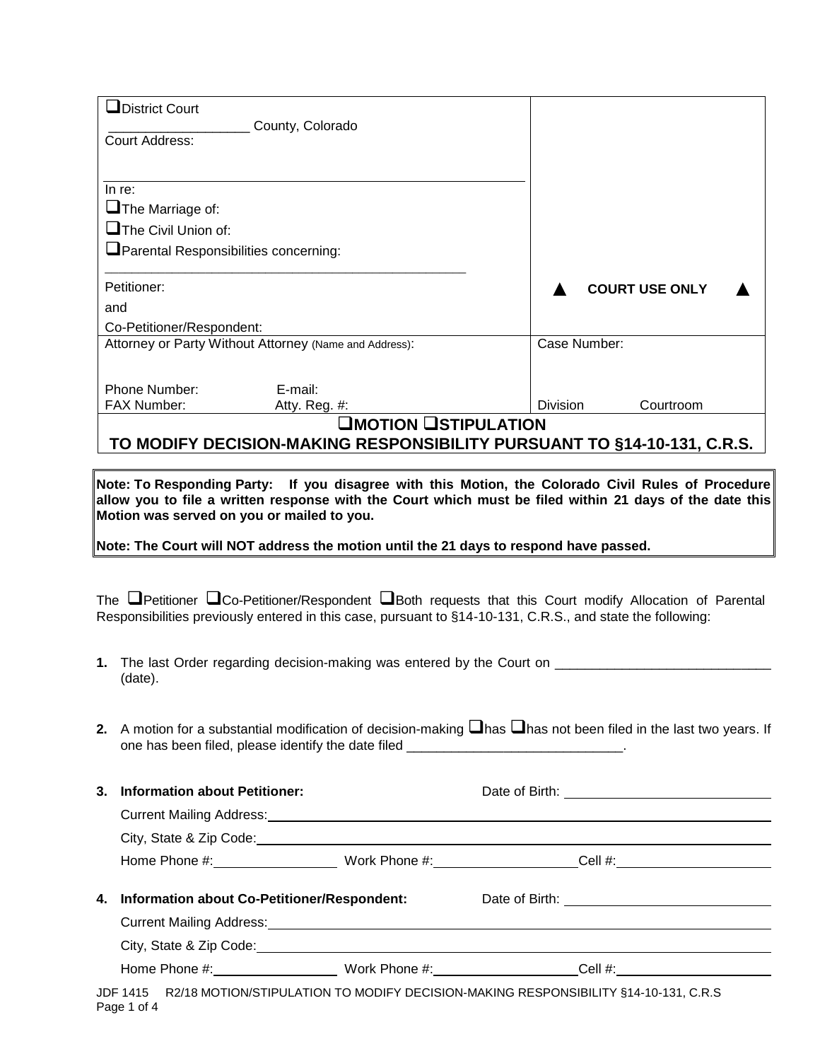| | |
|---|---|
| ❑District Court<br>__________________ County, Colorado<br>Court Address:<br><br>In re:<br>❑The Marriage of:<br>❑The Civil Union of:<br>❑Parental Responsibilities concerning:<br>_______________________________________________<br>Petitioner:<br>and<br>Co-Petitioner/Respondent: | ▲ COURT USE ONLY ▲ |
| Attorney or Party Without Attorney (Name and Address):<br><br>Phone Number: E-mail:<br>FAX Number: Atty. Reg. #: | Case Number:<br><br>Division Courtroom |

# ❑MOTION ❑STIPULATION TO MODIFY DECISION-MAKING RESPONSIBILITY PURSUANT TO §14-10-131, C.R.S.

**Note: To Responding Party: If you disagree with this Motion, the Colorado Civil Rules of Procedure allow you to file a written response with the Court which must be filed within 21 days of the date this Motion was served on you or mailed to you.**

**Note: The Court will NOT address the motion until the 21 days to respond have passed.**

The ❑Petitioner ❑Co-Petitioner/Respondent ❑Both requests that this Court modify Allocation of Parental Responsibilities previously entered in this case, pursuant to §14-10-131, C.R.S., and state the following:

1. The last Order regarding decision-making was entered by the Court on _____________________________ (date).

2. A motion for a substantial modification of decision-making ❑has ❑has not been filed in the last two years. If one has been filed, please identify the date filed _____________________________.

3. **Information about Petitioner:** Date of Birth: ____________________
   Current Mailing Address: ____________________
   City, State & Zip Code: ____________________
   Home Phone #: ____________ Work Phone #: ____________ Cell #: ____________

4. **Information about Co-Petitioner/Respondent:** Date of Birth: ____________________
   Current Mailing Address: ____________________
   City, State & Zip Code: ____________________
   Home Phone #: ____________ Work Phone #: ____________ Cell #: ____________

JDF 1415 R2/18 MOTION/STIPULATION TO MODIFY DECISION-MAKING RESPONSIBILITY §14-10-131, C.R.S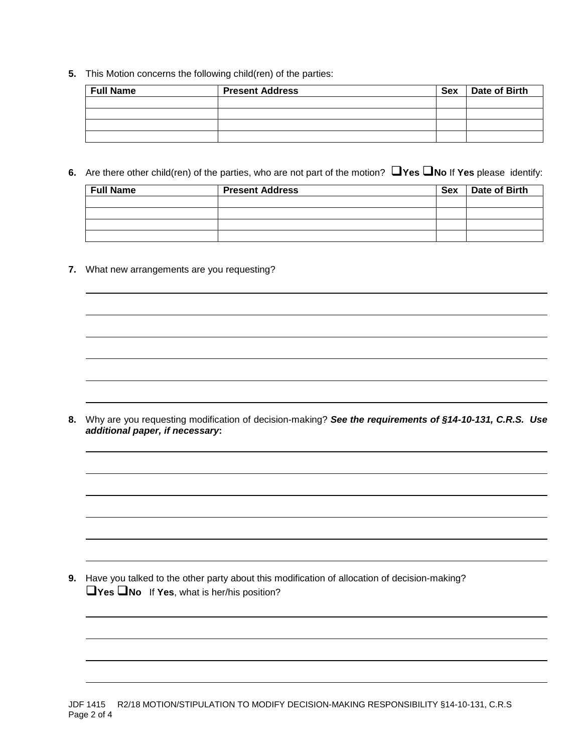**5.** This Motion concerns the following child(ren) of the parties:

| Full Name | Present Address | Sex | Date of Birth |
|---|---|---|---|
| | | | |
| | | | |
| | | | |
| | | | |

**6.** Are there other child(ren) of the parties, who are not part of the motion? ❑**Yes** ❑**No** If **Yes** please identify:

| Full Name | Present Address | Sex | Date of Birth |
|---|---|---|---|
| | | | |
| | | | |
| | | | |
| | | | |

**7.** What new arrangements are you requesting?

______________________________________________________________________________

______________________________________________________________________________

______________________________________________________________________________

______________________________________________________________________________

______________________________________________________________________________

______________________________________________________________________________

**8.** Why are you requesting modification of decision-making? ***See the requirements of §14-10-131, C.R.S. Use additional paper, if necessary*:**

______________________________________________________________________________

______________________________________________________________________________

______________________________________________________________________________

______________________________________________________________________________

______________________________________________________________________________

______________________________________________________________________________

**9.** Have you talked to the other party about this modification of allocation of decision-making?
❑**Yes** ❑**No** If **Yes**, what is her/his position?

______________________________________________________________________________

______________________________________________________________________________

______________________________________________________________________________

______________________________________________________________________________

JDF 1415 R2/18 MOTION/STIPULATION TO MODIFY DECISION-MAKING RESPONSIBILITY §14-10-131, C.R.S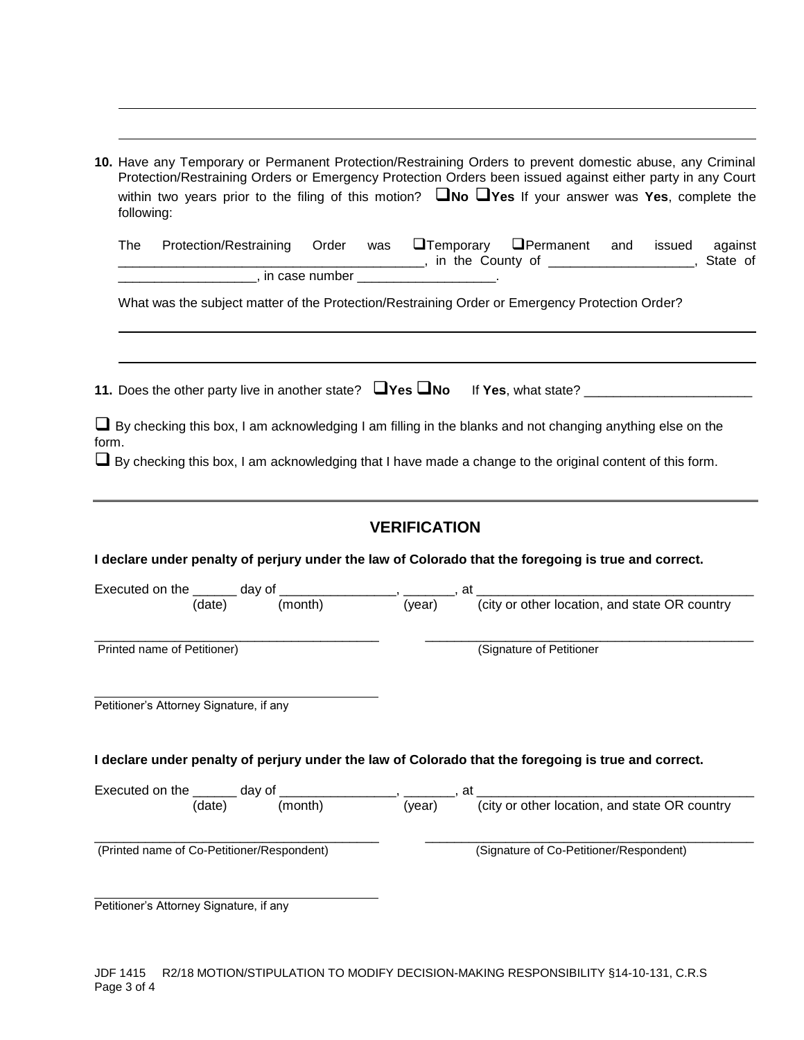---

---

**10.** Have any Temporary or Permanent Protection/Restraining Orders to prevent domestic abuse, any Criminal Protection/Restraining Orders or Emergency Protection Orders been issued against either party in any Court within two years prior to the filing of this motion? ❑**No** ❑**Yes** If your answer was **Yes**, complete the following:

The Protection/Restraining Order was ❑Temporary ❑Permanent and issued against ________________________________________, in the County of ____________________, State of ___________________, in case number ___________________.

What was the subject matter of the Protection/Restraining Order or Emergency Protection Order?

---

---

**11.** Does the other party live in another state? ❑**Yes** ❑**No** If **Yes**, what state? _______________________

❑ By checking this box, I am acknowledging I am filling in the blanks and not changing anything else on the form.

❑ By checking this box, I am acknowledging that I have made a change to the original content of this form.

---

## VERIFICATION

**I declare under penalty of perjury under the law of Colorado that the foregoing is true and correct.**

Executed on the ______ day of ________________, _______, at ______________________________________
(date) (month) (year) (city or other location, and state OR country

_________________________________________ _______________________________________________
Printed name of Petitioner) (Signature of Petitioner

_________________________________________
Petitioner's Attorney Signature, if any

**I declare under penalty of perjury under the law of Colorado that the foregoing is true and correct.**

Executed on the ______ day of ________________, _______, at ______________________________________
(date) (month) (year) (city or other location, and state OR country

_________________________________________ _______________________________________________
(Printed name of Co-Petitioner/Respondent) (Signature of Co-Petitioner/Respondent)

_________________________________________
Petitioner's Attorney Signature, if any

JDF 1415 R2/18 MOTION/STIPULATION TO MODIFY DECISION-MAKING RESPONSIBILITY §14-10-131, C.R.S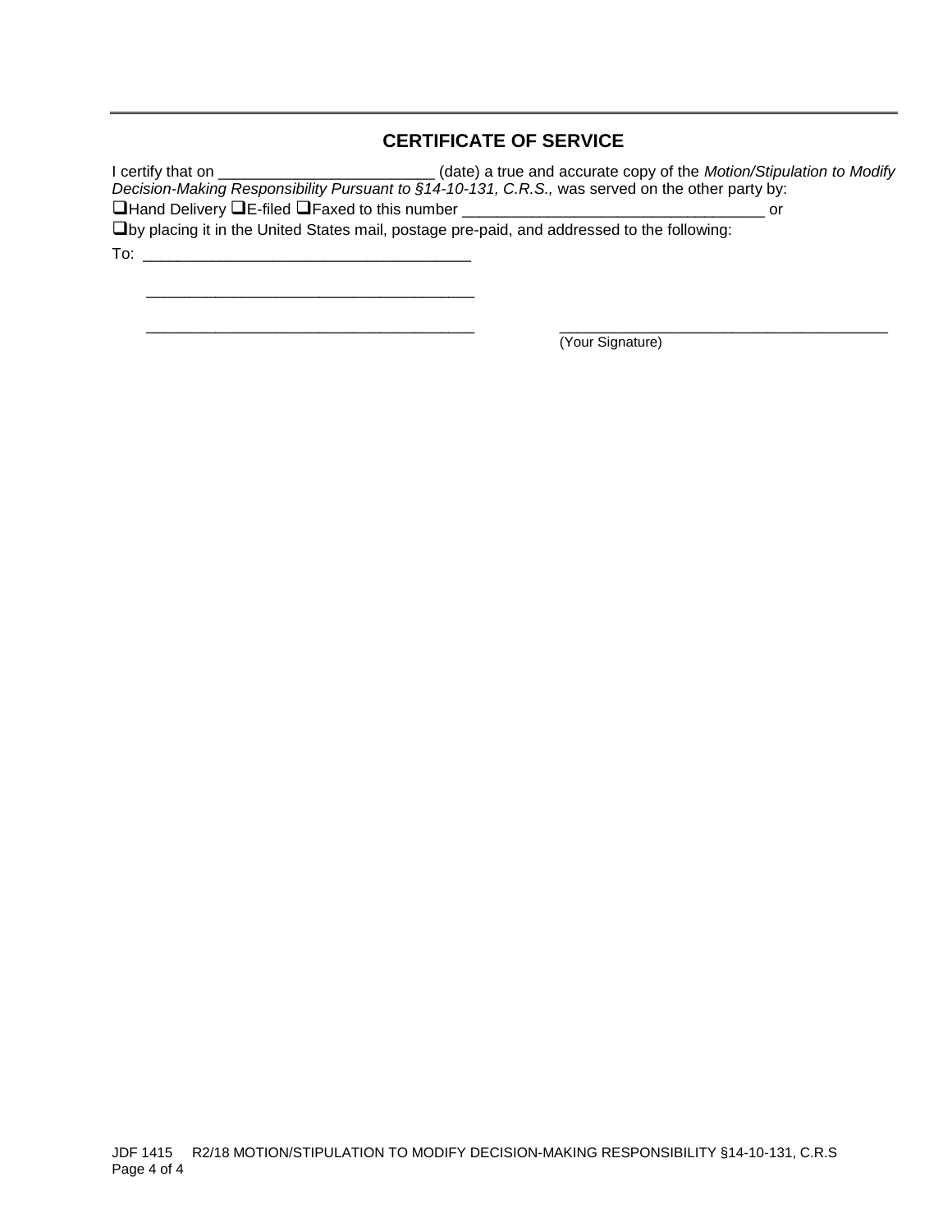## CERTIFICATE OF SERVICE

I certify that on _________________________ (date) a true and accurate copy of the *Motion/Stipulation to Modify Decision-Making Responsibility Pursuant to §14-10-131, C.R.S.,* was served on the other party by:

❑Hand Delivery ❑E-filed ❑Faxed to this number __________________________________ or

❑by placing it in the United States mail, postage pre-paid, and addressed to the following:

To: ______________________________________

______________________________________

______________________________________

______________________________________
(Your Signature)

JDF 1415 R2/18 MOTION/STIPULATION TO MODIFY DECISION-MAKING RESPONSIBILITY §14-10-131, C.R.S